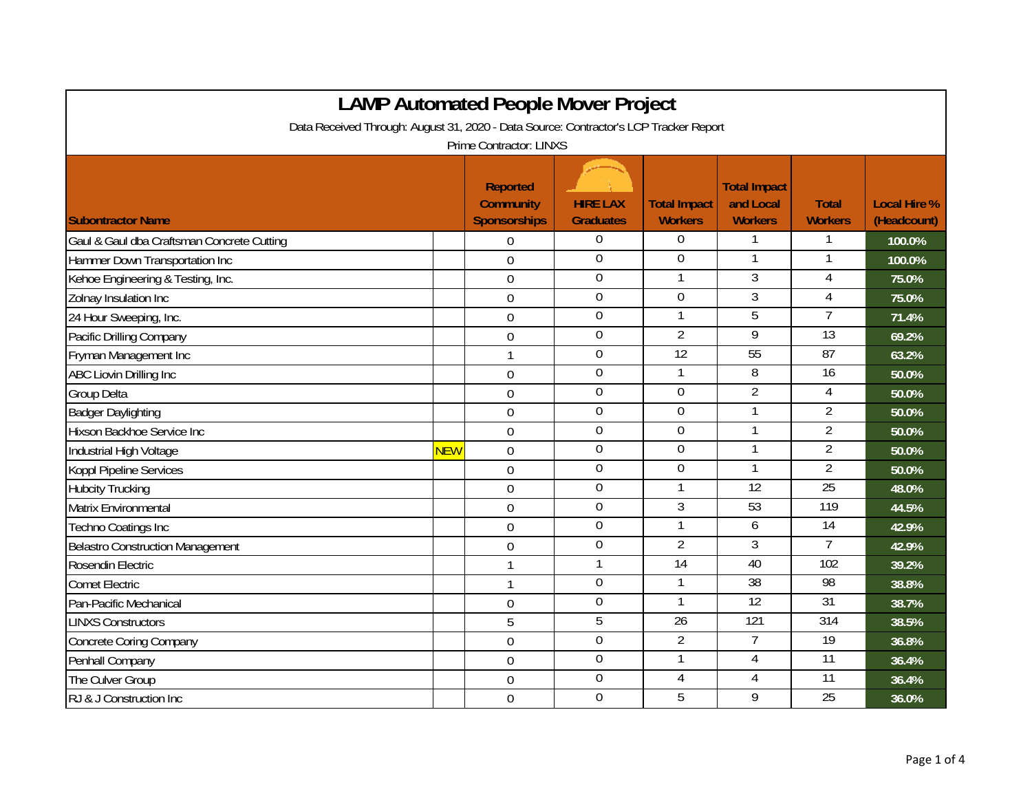# LAMP Automated People Mover Project

Data Received Through: August 31, 2020 - Data Source: Contractor's LCP Tracker Report

Prime Contractor: LINXS

| Subontractor Name | | Reported Community Sponsorships | HIRE LAX Graduates | Total Impact Workers | Total Impact and Local Workers | Total Workers | Local Hire % (Headcount) |
|---|---|---|---|---|---|---|---|
| Gaul & Gaul dba Craftsman Concrete Cutting | | 0 | 0 | 0 | 1 | 1 | 100.0% |
| Hammer Down Transportation Inc | | 0 | 0 | 0 | 1 | 1 | 100.0% |
| Kehoe Engineering & Testing, Inc. | | 0 | 0 | 1 | 3 | 4 | 75.0% |
| Zolnay Insulation Inc | | 0 | 0 | 0 | 3 | 4 | 75.0% |
| 24 Hour Sweeping, Inc. | | 0 | 0 | 1 | 5 | 7 | 71.4% |
| Pacific Drilling Company | | 0 | 0 | 2 | 9 | 13 | 69.2% |
| Fryman Management Inc | | 1 | 0 | 12 | 55 | 87 | 63.2% |
| ABC Liovin Drilling Inc | | 0 | 0 | 1 | 8 | 16 | 50.0% |
| Group Delta | | 0 | 0 | 0 | 2 | 4 | 50.0% |
| Badger Daylighting | | 0 | 0 | 0 | 1 | 2 | 50.0% |
| Hixson Backhoe Service Inc | | 0 | 0 | 0 | 1 | 2 | 50.0% |
| Industrial High Voltage | NEW | 0 | 0 | 0 | 1 | 2 | 50.0% |
| Koppl Pipeline Services | | 0 | 0 | 0 | 1 | 2 | 50.0% |
| Hubcity Trucking | | 0 | 0 | 1 | 12 | 25 | 48.0% |
| Matrix Environmental | | 0 | 0 | 3 | 53 | 119 | 44.5% |
| Techno Coatings Inc | | 0 | 0 | 1 | 6 | 14 | 42.9% |
| Belastro Construction Management | | 0 | 0 | 2 | 3 | 7 | 42.9% |
| Rosendin Electric | | 1 | 1 | 14 | 40 | 102 | 39.2% |
| Comet Electric | | 1 | 0 | 1 | 38 | 98 | 38.8% |
| Pan-Pacific Mechanical | | 0 | 0 | 1 | 12 | 31 | 38.7% |
| LINXS Constructors | | 5 | 5 | 26 | 121 | 314 | 38.5% |
| Concrete Coring Company | | 0 | 0 | 2 | 7 | 19 | 36.8% |
| Penhall Company | | 0 | 0 | 1 | 4 | 11 | 36.4% |
| The Culver Group | | 0 | 0 | 4 | 4 | 11 | 36.4% |
| RJ & J Construction Inc | | 0 | 0 | 5 | 9 | 25 | 36.0% |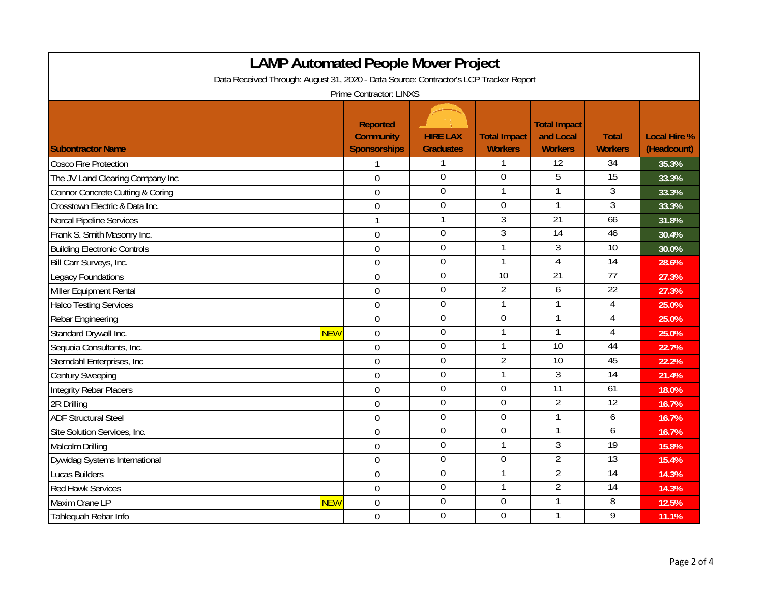# LAMP Automated People Mover Project

Data Received Through: August 31, 2020 - Data Source: Contractor's LCP Tracker Report

Prime Contractor: LINXS

| Subontractor Name | | Reported Community Sponsorships | HIRE LAX Graduates | Total Impact Workers | Total Impact and Local Workers | Total Workers | Local Hire % (Headcount) |
|---|---|---|---|---|---|---|---|
| Cosco Fire Protection | | 1 | 1 | 1 | 12 | 34 | 35.3% |
| The JV Land Clearing Company Inc | | 0 | 0 | 0 | 5 | 15 | 33.3% |
| Connor Concrete Cutting & Coring | | 0 | 0 | 1 | 1 | 3 | 33.3% |
| Crosstown Electric & Data Inc. | | 0 | 0 | 0 | 1 | 3 | 33.3% |
| Norcal Pipeline Services | | 1 | 1 | 3 | 21 | 66 | 31.8% |
| Frank S. Smith Masonry Inc. | | 0 | 0 | 3 | 14 | 46 | 30.4% |
| Building Electronic Controls | | 0 | 0 | 1 | 3 | 10 | 30.0% |
| Bill Carr Surveys, Inc. | | 0 | 0 | 1 | 4 | 14 | 28.6% |
| Legacy Foundations | | 0 | 0 | 10 | 21 | 77 | 27.3% |
| Miller Equipment Rental | | 0 | 0 | 2 | 6 | 22 | 27.3% |
| Halco Testing Services | | 0 | 0 | 1 | 1 | 4 | 25.0% |
| Rebar Engineering | | 0 | 0 | 0 | 1 | 4 | 25.0% |
| Standard Drywall Inc. | NEW | 0 | 0 | 1 | 1 | 4 | 25.0% |
| Sequoia Consultants, Inc. | | 0 | 0 | 1 | 10 | 44 | 22.7% |
| Sterndahl Enterprises, Inc | | 0 | 0 | 2 | 10 | 45 | 22.2% |
| Century Sweeping | | 0 | 0 | 1 | 3 | 14 | 21.4% |
| Integrity Rebar Placers | | 0 | 0 | 0 | 11 | 61 | 18.0% |
| 2R Drilling | | 0 | 0 | 0 | 2 | 12 | 16.7% |
| ADF Structural Steel | | 0 | 0 | 0 | 1 | 6 | 16.7% |
| Site Solution Services, Inc. | | 0 | 0 | 0 | 1 | 6 | 16.7% |
| Malcolm Drilling | | 0 | 0 | 1 | 3 | 19 | 15.8% |
| Dywidag Systems International | | 0 | 0 | 0 | 2 | 13 | 15.4% |
| Lucas Builders | | 0 | 0 | 1 | 2 | 14 | 14.3% |
| Red Hawk Services | | 0 | 0 | 1 | 2 | 14 | 14.3% |
| Maxim Crane LP | NEW | 0 | 0 | 0 | 1 | 8 | 12.5% |
| Tahlequah Rebar Info | | 0 | 0 | 0 | 1 | 9 | 11.1% |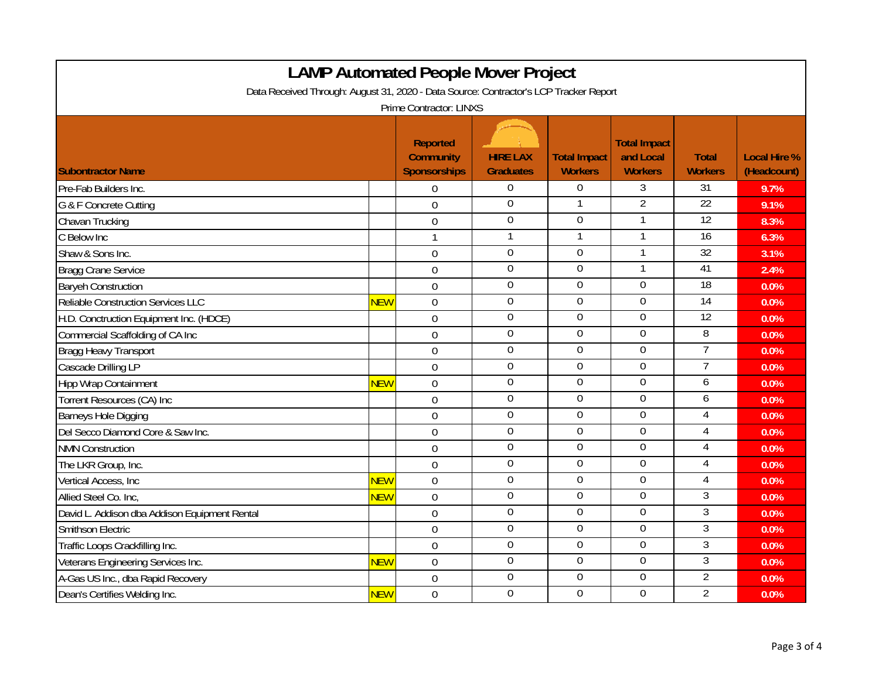# LAMP Automated People Mover Project

Data Received Through: August 31, 2020 - Data Source: Contractor's LCP Tracker Report

Prime Contractor: LINXS

| Subontractor Name | | Reported Community Sponsorships | HIRE LAX Graduates | Total Impact Workers | Total Impact and Local Workers | Total Workers | Local Hire % (Headcount) |
|---|---|---|---|---|---|---|---|
| Pre-Fab Builders Inc. | | 0 | 0 | 0 | 3 | 31 | 9.7% |
| G & F Concrete Cutting | | 0 | 0 | 1 | 2 | 22 | 9.1% |
| Chavan Trucking | | 0 | 0 | 0 | 1 | 12 | 8.3% |
| C Below Inc | | 1 | 1 | 1 | 1 | 16 | 6.3% |
| Shaw & Sons Inc. | | 0 | 0 | 0 | 1 | 32 | 3.1% |
| Bragg Crane Service | | 0 | 0 | 0 | 1 | 41 | 2.4% |
| Baryeh Construction | | 0 | 0 | 0 | 0 | 18 | 0.0% |
| Reliable Construction Services LLC | NEW | 0 | 0 | 0 | 0 | 14 | 0.0% |
| H.D. Conctruction Equipment Inc. (HDCE) | | 0 | 0 | 0 | 0 | 12 | 0.0% |
| Commercial Scaffolding of CA Inc | | 0 | 0 | 0 | 0 | 8 | 0.0% |
| Bragg Heavy Transport | | 0 | 0 | 0 | 0 | 7 | 0.0% |
| Cascade Drilling LP | | 0 | 0 | 0 | 0 | 7 | 0.0% |
| Hipp Wrap Containment | NEW | 0 | 0 | 0 | 0 | 6 | 0.0% |
| Torrent Resources (CA) Inc | | 0 | 0 | 0 | 0 | 6 | 0.0% |
| Barneys Hole Digging | | 0 | 0 | 0 | 0 | 4 | 0.0% |
| Del Secco Diamond Core & Saw Inc. | | 0 | 0 | 0 | 0 | 4 | 0.0% |
| NMN Construction | | 0 | 0 | 0 | 0 | 4 | 0.0% |
| The LKR Group, Inc. | | 0 | 0 | 0 | 0 | 4 | 0.0% |
| Vertical Access, Inc | NEW | 0 | 0 | 0 | 0 | 4 | 0.0% |
| Allied Steel Co. Inc, | NEW | 0 | 0 | 0 | 0 | 3 | 0.0% |
| David L. Addison dba Addison Equipment Rental | | 0 | 0 | 0 | 0 | 3 | 0.0% |
| Smithson Electric | | 0 | 0 | 0 | 0 | 3 | 0.0% |
| Traffic Loops Crackfilling Inc. | | 0 | 0 | 0 | 0 | 3 | 0.0% |
| Veterans Engineering Services Inc. | NEW | 0 | 0 | 0 | 0 | 3 | 0.0% |
| A-Gas US Inc., dba Rapid Recovery | | 0 | 0 | 0 | 0 | 2 | 0.0% |
| Dean's Certifies Welding Inc. | NEW | 0 | 0 | 0 | 0 | 2 | 0.0% |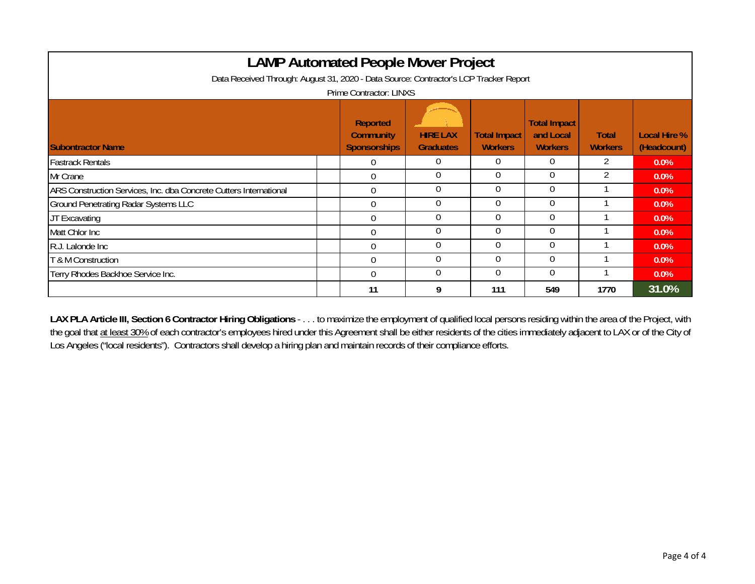# LAMP Automated People Mover Project

Data Received Through: August 31, 2020 - Data Source: Contractor's LCP Tracker Report

Prime Contractor: LINXS

| Subcontractor Name | | Reported Community Sponsorships | HIRE LAX Graduates | Total Impact Workers | Total Impact and Local Workers | Total Workers | Local Hire % (Headcount) |
|---|---|---|---|---|---|---|---|
| Fastrack Rentals | | 0 | 0 | 0 | 0 | 2 | 0.0% |
| Mr Crane | | 0 | 0 | 0 | 0 | 2 | 0.0% |
| ARS Construction Services, Inc. dba Concrete Cutters International | | 0 | 0 | 0 | 0 | 1 | 0.0% |
| Ground Penetrating Radar Systems LLC | | 0 | 0 | 0 | 0 | 1 | 0.0% |
| JT Excavating | | 0 | 0 | 0 | 0 | 1 | 0.0% |
| Matt Chlor Inc | | 0 | 0 | 0 | 0 | 1 | 0.0% |
| R.J. Lalonde Inc | | 0 | 0 | 0 | 0 | 1 | 0.0% |
| T & M Construction | | 0 | 0 | 0 | 0 | 1 | 0.0% |
| Terry Rhodes Backhoe Service Inc. | | 0 | 0 | 0 | 0 | 1 | 0.0% |
| | | 11 | 9 | 111 | 549 | 1770 | 31.0% |

**LAX PLA Article III, Section 6 Contractor Hiring Obligations** - . . . to maximize the employment of qualified local persons residing within the area of the Project, with the goal that at least 30% of each contractor's employees hired under this Agreement shall be either residents of the cities immediately adjacent to LAX or of the City of Los Angeles ("local residents"). Contractors shall develop a hiring plan and maintain records of their compliance efforts.